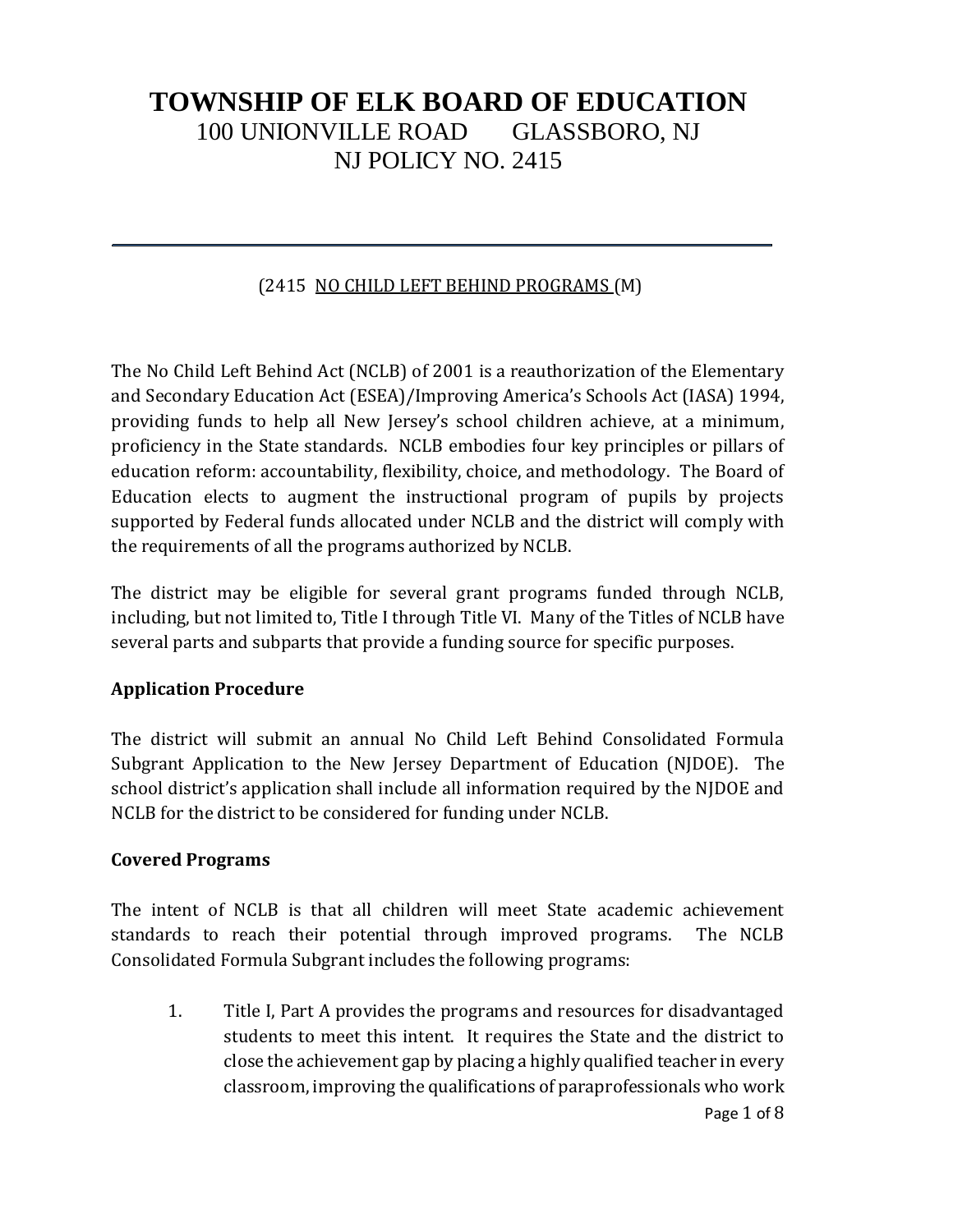# TOWNSHIP OF ELK BOARD OF EDUCATION

100 UNIONVILLE ROAD GLASSBORO, NJ

NJ POLICY NO. 2415

---

(2415 NO CHILD LEFT BEHIND PROGRAMS (M)

The No Child Left Behind Act (NCLB) of 2001 is a reauthorization of the Elementary and Secondary Education Act (ESEA)/Improving America's Schools Act (IASA) 1994, providing funds to help all New Jersey's school children achieve, at a minimum, proficiency in the State standards. NCLB embodies four key principles or pillars of education reform: accountability, flexibility, choice, and methodology. The Board of Education elects to augment the instructional program of pupils by projects supported by Federal funds allocated under NCLB and the district will comply with the requirements of all the programs authorized by NCLB.

The district may be eligible for several grant programs funded through NCLB, including, but not limited to, Title I through Title VI. Many of the Titles of NCLB have several parts and subparts that provide a funding source for specific purposes.

**Application Procedure**

The district will submit an annual No Child Left Behind Consolidated Formula Subgrant Application to the New Jersey Department of Education (NJDOE). The school district's application shall include all information required by the NJDOE and NCLB for the district to be considered for funding under NCLB.

**Covered Programs**

The intent of NCLB is that all children will meet State academic achievement standards to reach their potential through improved programs. The NCLB Consolidated Formula Subgrant includes the following programs:

1. Title I, Part A provides the programs and resources for disadvantaged students to meet this intent. It requires the State and the district to close the achievement gap by placing a highly qualified teacher in every classroom, improving the qualifications of paraprofessionals who work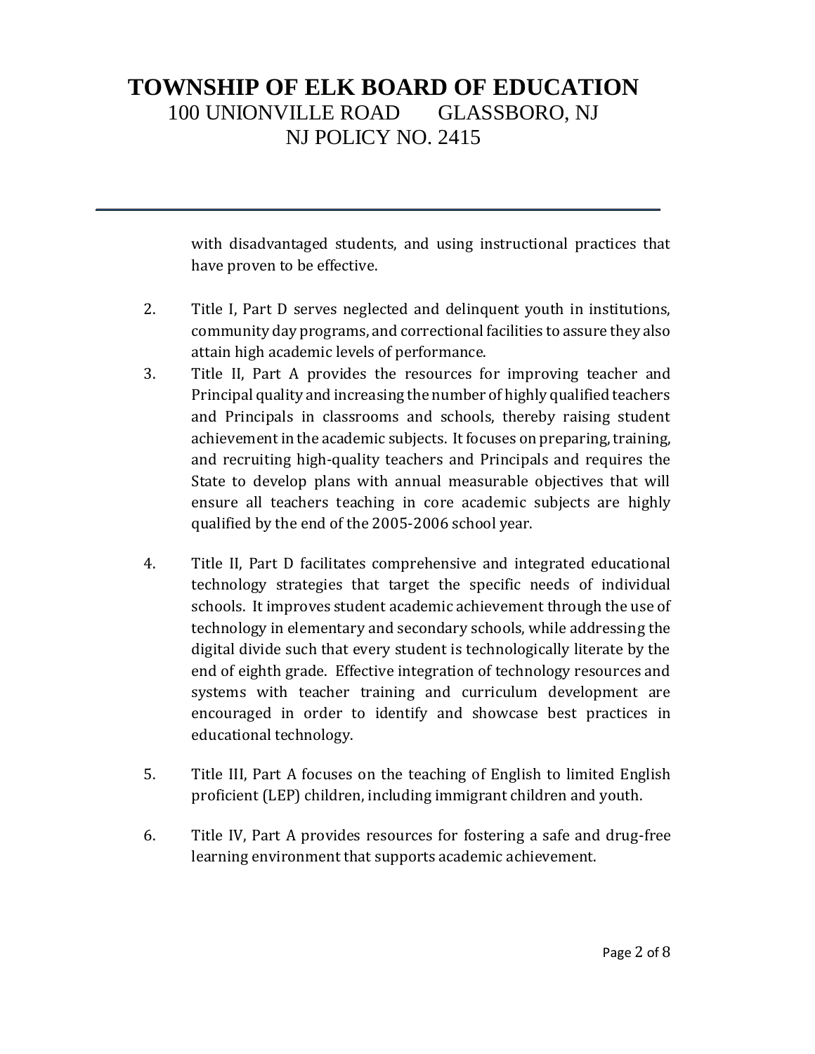with disadvantaged students, and using instructional practices that have proven to be effective.

2. Title I, Part D serves neglected and delinquent youth in institutions, community day programs, and correctional facilities to assure they also attain high academic levels of performance.
3. Title II, Part A provides the resources for improving teacher and Principal quality and increasing the number of highly qualified teachers and Principals in classrooms and schools, thereby raising student achievement in the academic subjects. It focuses on preparing, training, and recruiting high-quality teachers and Principals and requires the State to develop plans with annual measurable objectives that will ensure all teachers teaching in core academic subjects are highly qualified by the end of the 2005-2006 school year.

4. Title II, Part D facilitates comprehensive and integrated educational technology strategies that target the specific needs of individual schools. It improves student academic achievement through the use of technology in elementary and secondary schools, while addressing the digital divide such that every student is technologically literate by the end of eighth grade. Effective integration of technology resources and systems with teacher training and curriculum development are encouraged in order to identify and showcase best practices in educational technology.

5. Title III, Part A focuses on the teaching of English to limited English proficient (LEP) children, including immigrant children and youth.

6. Title IV, Part A provides resources for fostering a safe and drug-free learning environment that supports academic achievement.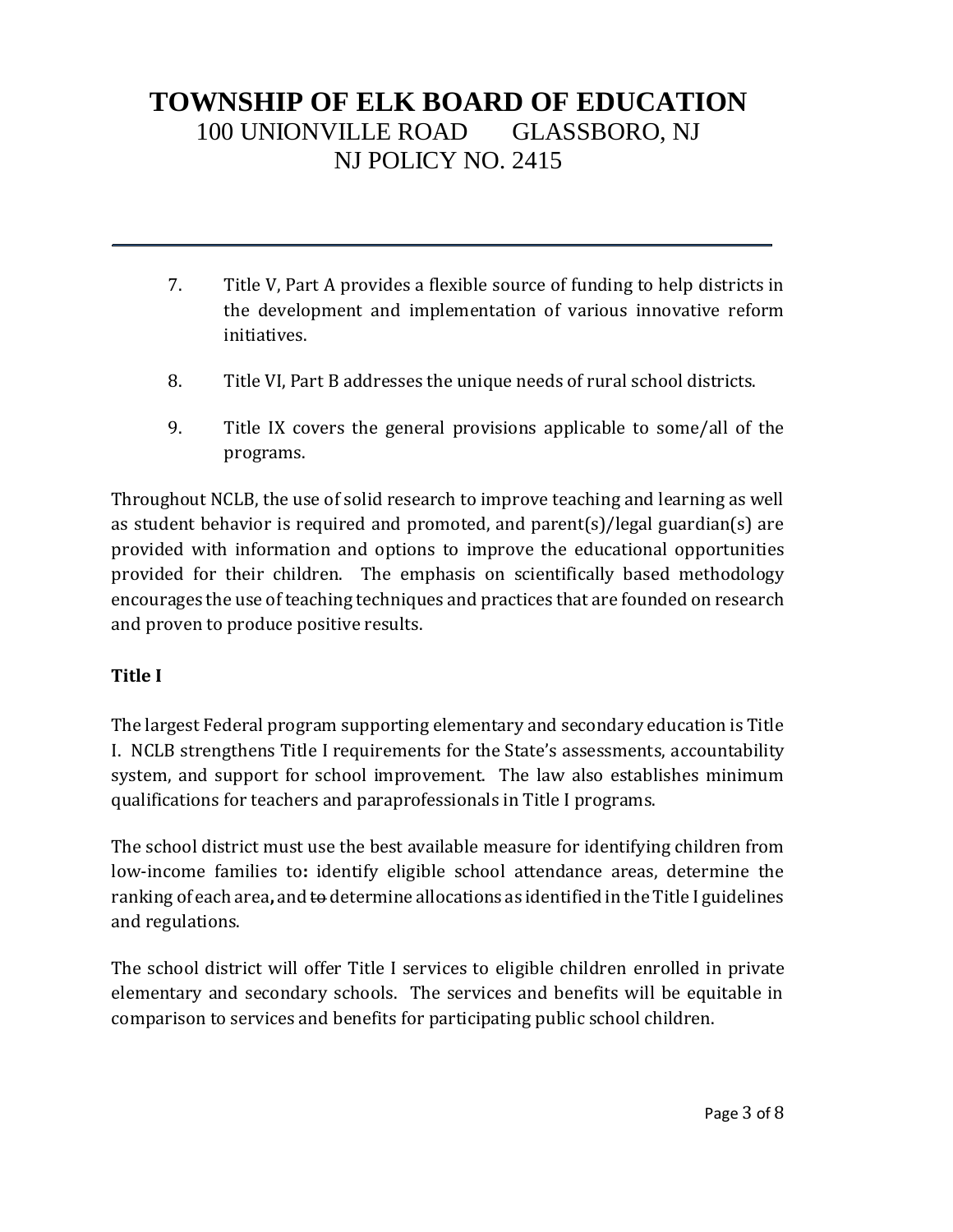7. Title V, Part A provides a flexible source of funding to help districts in the development and implementation of various innovative reform initiatives.

8. Title VI, Part B addresses the unique needs of rural school districts.

9. Title IX covers the general provisions applicable to some/all of the programs.

Throughout NCLB, the use of solid research to improve teaching and learning as well as student behavior is required and promoted, and parent(s)/legal guardian(s) are provided with information and options to improve the educational opportunities provided for their children. The emphasis on scientifically based methodology encourages the use of teaching techniques and practices that are founded on research and proven to produce positive results.

**Title I**

The largest Federal program supporting elementary and secondary education is Title I. NCLB strengthens Title I requirements for the State's assessments, accountability system, and support for school improvement. The law also establishes minimum qualifications for teachers and paraprofessionals in Title I programs.

The school district must use the best available measure for identifying children from low-income families to**:** identify eligible school attendance areas, determine the ranking of each area**,** and ~~to~~ determine allocations as identified in the Title I guidelines and regulations.

The school district will offer Title I services to eligible children enrolled in private elementary and secondary schools. The services and benefits will be equitable in comparison to services and benefits for participating public school children.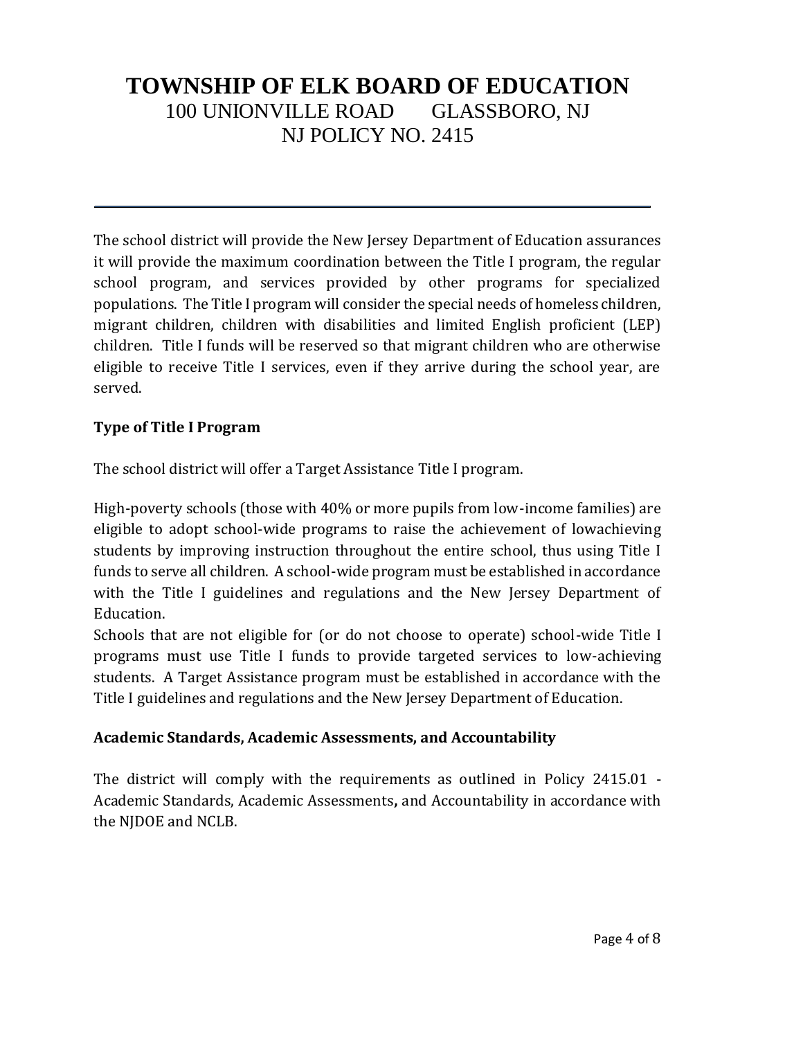The school district will provide the New Jersey Department of Education assurances it will provide the maximum coordination between the Title I program, the regular school program, and services provided by other programs for specialized populations. The Title I program will consider the special needs of homeless children, migrant children, children with disabilities and limited English proficient (LEP) children. Title I funds will be reserved so that migrant children who are otherwise eligible to receive Title I services, even if they arrive during the school year, are served.

**Type of Title I Program**

The school district will offer a Target Assistance Title I program.

High-poverty schools (those with 40% or more pupils from low-income families) are eligible to adopt school-wide programs to raise the achievement of lowachieving students by improving instruction throughout the entire school, thus using Title I funds to serve all children. A school-wide program must be established in accordance with the Title I guidelines and regulations and the New Jersey Department of Education.

Schools that are not eligible for (or do not choose to operate) school-wide Title I programs must use Title I funds to provide targeted services to low-achieving students. A Target Assistance program must be established in accordance with the Title I guidelines and regulations and the New Jersey Department of Education.

**Academic Standards, Academic Assessments, and Accountability**

The district will comply with the requirements as outlined in Policy 2415.01 - Academic Standards, Academic Assessments**,** and Accountability in accordance with the NJDOE and NCLB.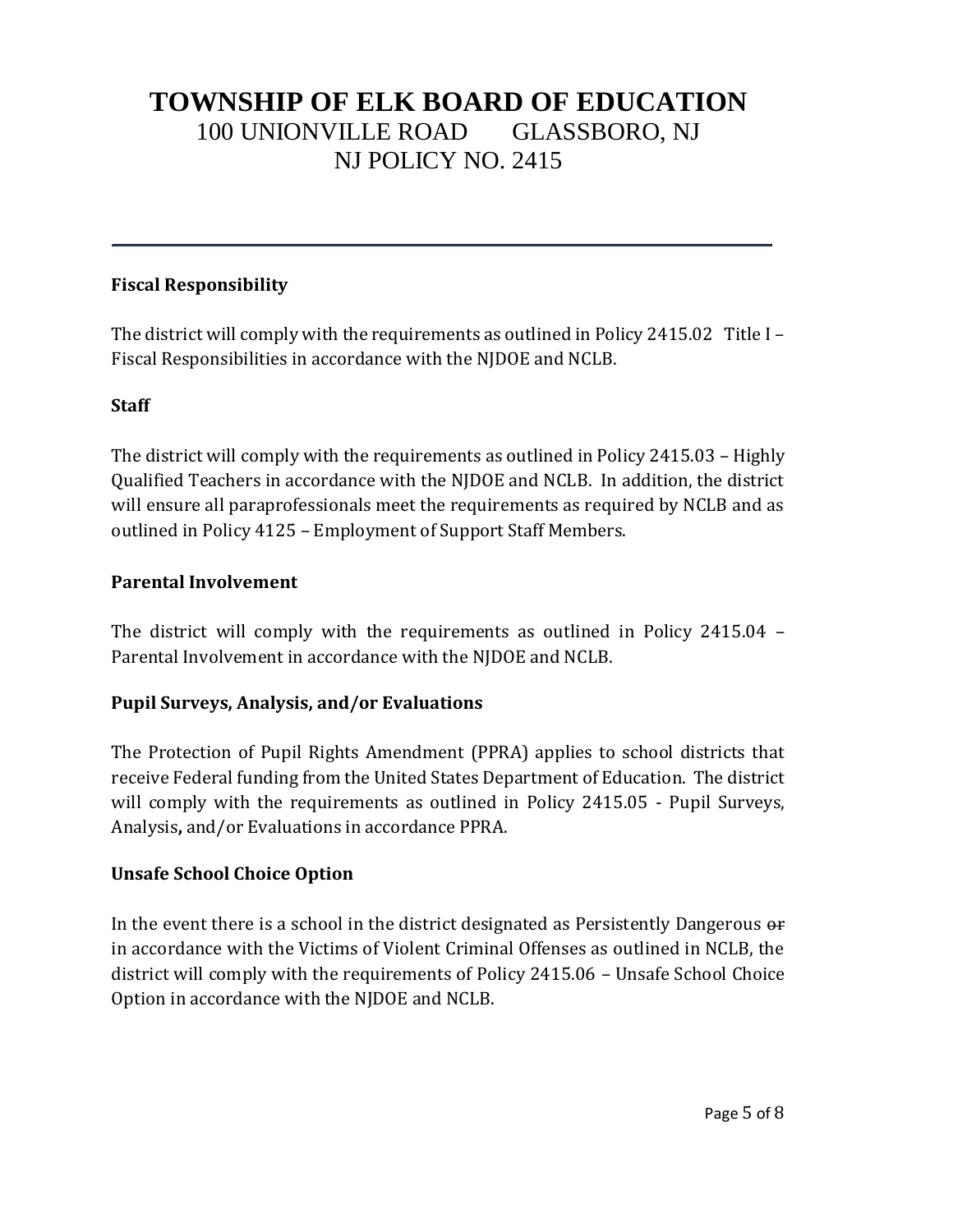TOWNSHIP OF ELK BOARD OF EDUCATION
100 UNIONVILLE ROAD GLASSBORO, NJ
NJ POLICY NO. 2415

**Fiscal Responsibility**

The district will comply with the requirements as outlined in Policy 2415.02 Title I – Fiscal Responsibilities in accordance with the NJDOE and NCLB.

**Staff**

The district will comply with the requirements as outlined in Policy 2415.03 – Highly Qualified Teachers in accordance with the NJDOE and NCLB. In addition, the district will ensure all paraprofessionals meet the requirements as required by NCLB and as outlined in Policy 4125 – Employment of Support Staff Members.

**Parental Involvement**

The district will comply with the requirements as outlined in Policy 2415.04 – Parental Involvement in accordance with the NJDOE and NCLB.

**Pupil Surveys, Analysis, and/or Evaluations**

The Protection of Pupil Rights Amendment (PPRA) applies to school districts that receive Federal funding from the United States Department of Education. The district will comply with the requirements as outlined in Policy 2415.05 - Pupil Surveys, Analysis, and/or Evaluations in accordance PPRA.

**Unsafe School Choice Option**

In the event there is a school in the district designated as Persistently Dangerous ~~or~~ in accordance with the Victims of Violent Criminal Offenses as outlined in NCLB, the district will comply with the requirements of Policy 2415.06 – Unsafe School Choice Option in accordance with the NJDOE and NCLB.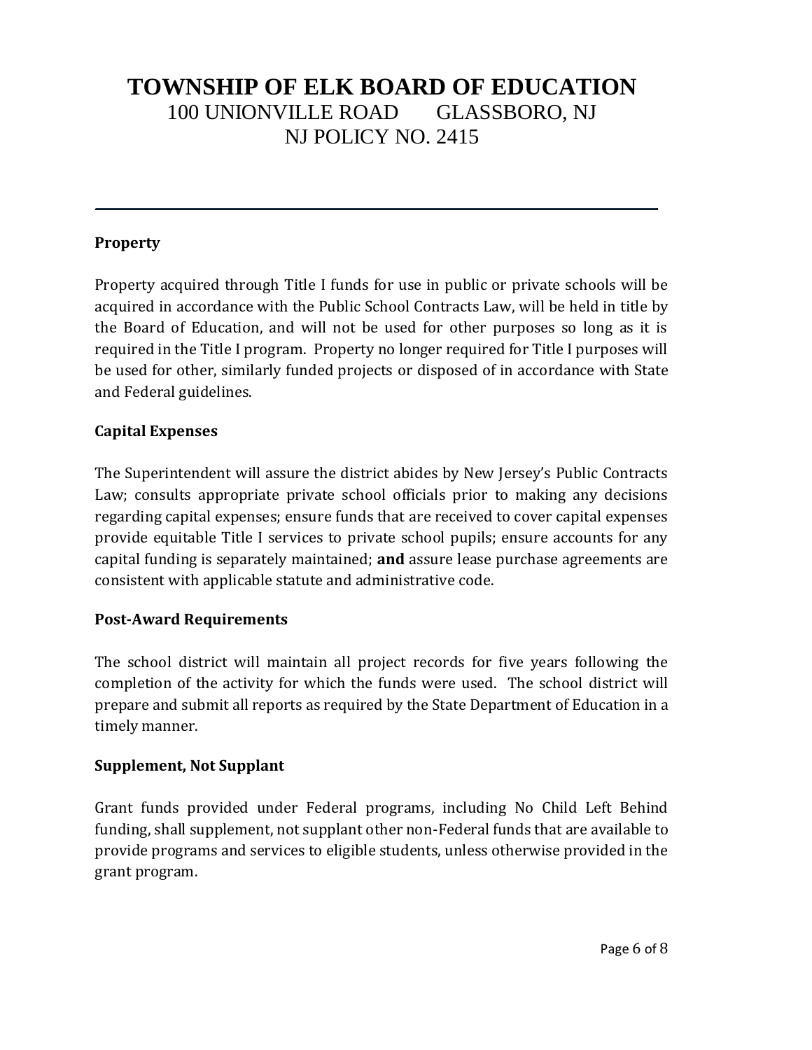## Property

Property acquired through Title I funds for use in public or private schools will be acquired in accordance with the Public School Contracts Law, will be held in title by the Board of Education, and will not be used for other purposes so long as it is required in the Title I program. Property no longer required for Title I purposes will be used for other, similarly funded projects or disposed of in accordance with State and Federal guidelines.

## Capital Expenses

The Superintendent will assure the district abides by New Jersey's Public Contracts Law; consults appropriate private school officials prior to making any decisions regarding capital expenses; ensure funds that are received to cover capital expenses provide equitable Title I services to private school pupils; ensure accounts for any capital funding is separately maintained; **and** assure lease purchase agreements are consistent with applicable statute and administrative code.

## Post-Award Requirements

The school district will maintain all project records for five years following the completion of the activity for which the funds were used. The school district will prepare and submit all reports as required by the State Department of Education in a timely manner.

## Supplement, Not Supplant

Grant funds provided under Federal programs, including No Child Left Behind funding, shall supplement, not supplant other non-Federal funds that are available to provide programs and services to eligible students, unless otherwise provided in the grant program.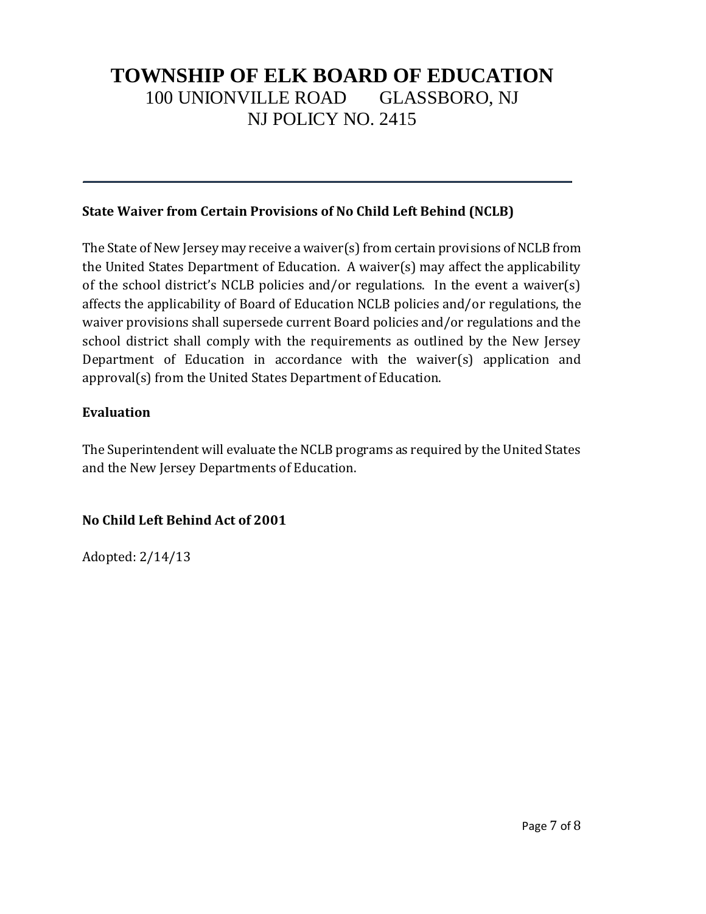# TOWNSHIP OF ELK BOARD OF EDUCATION

100 UNIONVILLE ROAD GLASSBORO, NJ

NJ POLICY NO. 2415

---

**State Waiver from Certain Provisions of No Child Left Behind (NCLB)**

The State of New Jersey may receive a waiver(s) from certain provisions of NCLB from the United States Department of Education. A waiver(s) may affect the applicability of the school district's NCLB policies and/or regulations. In the event a waiver(s) affects the applicability of Board of Education NCLB policies and/or regulations, the waiver provisions shall supersede current Board policies and/or regulations and the school district shall comply with the requirements as outlined by the New Jersey Department of Education in accordance with the waiver(s) application and approval(s) from the United States Department of Education.

**Evaluation**

The Superintendent will evaluate the NCLB programs as required by the United States and the New Jersey Departments of Education.

**No Child Left Behind Act of 2001**

Adopted: 2/14/13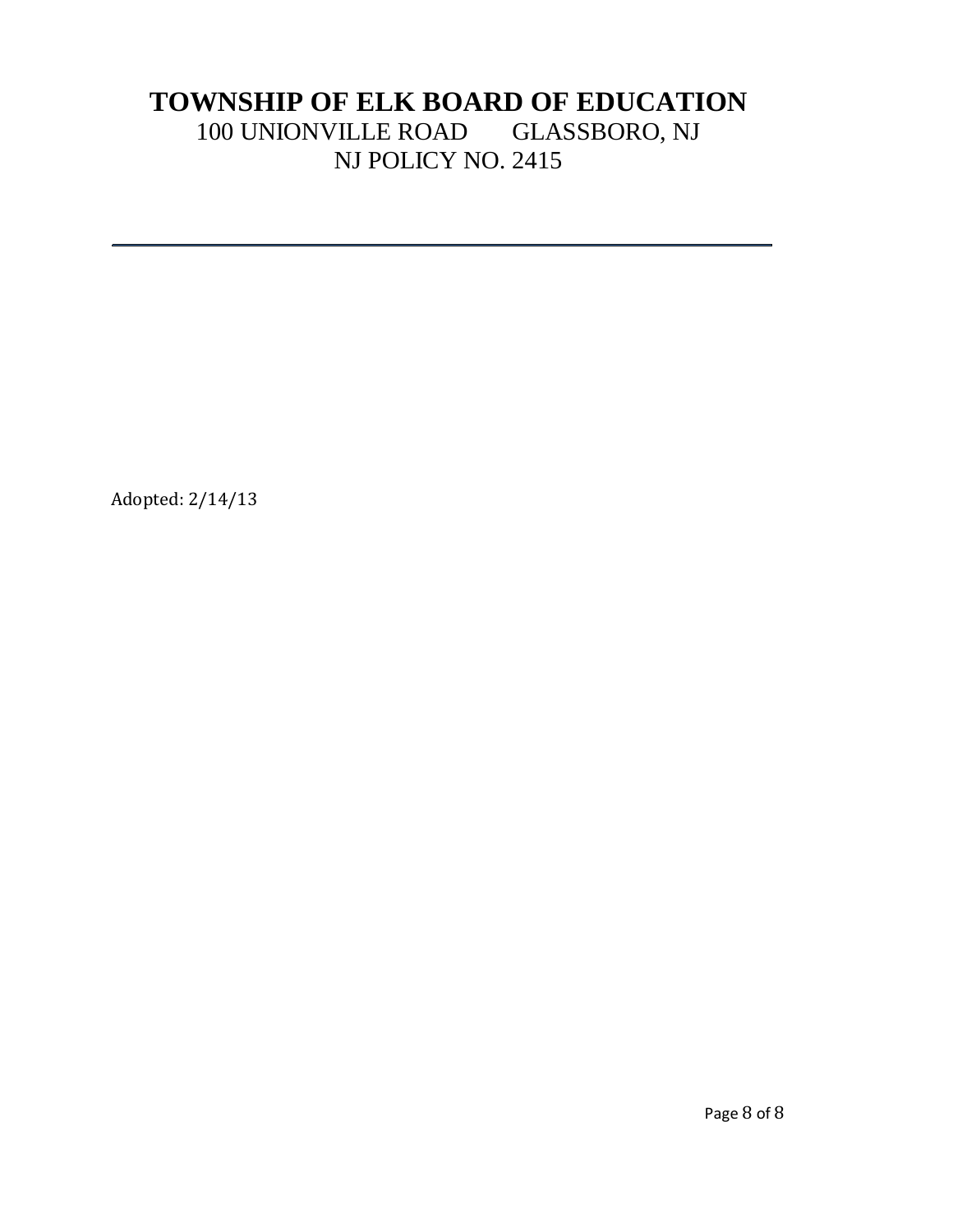# TOWNSHIP OF ELK BOARD OF EDUCATION

100 UNIONVILLE ROAD GLASSBORO, NJ

NJ POLICY NO. 2415

---

Adopted: 2/14/13